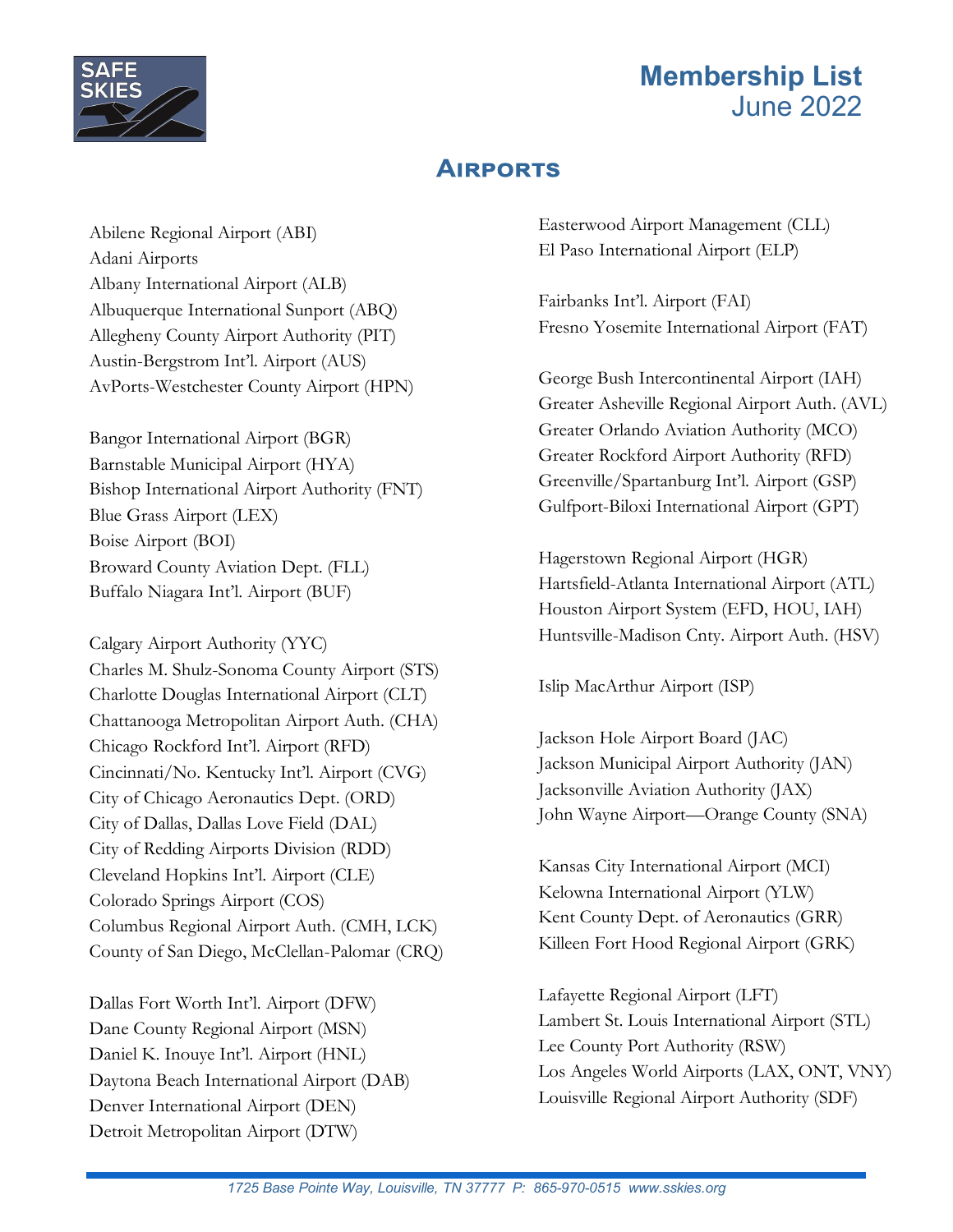# Membership List
## June 2022

## Airports

Abilene Regional Airport (ABI)
Adani Airports
Albany International Airport (ALB)
Albuquerque International Sunport (ABQ)
Allegheny County Airport Authority (PIT)
Austin-Bergstrom Int'l. Airport (AUS)
AvPorts-Westchester County Airport (HPN)

Bangor International Airport (BGR)
Barnstable Municipal Airport (HYA)
Bishop International Airport Authority (FNT)
Blue Grass Airport (LEX)
Boise Airport (BOI)
Broward County Aviation Dept. (FLL)
Buffalo Niagara Int'l. Airport (BUF)

Calgary Airport Authority (YYC)
Charles M. Shulz-Sonoma County Airport (STS)
Charlotte Douglas International Airport (CLT)
Chattanooga Metropolitan Airport Auth. (CHA)
Chicago Rockford Int'l. Airport (RFD)
Cincinnati/No. Kentucky Int'l. Airport (CVG)
City of Chicago Aeronautics Dept. (ORD)
City of Dallas, Dallas Love Field (DAL)
City of Redding Airports Division (RDD)
Cleveland Hopkins Int'l. Airport (CLE)
Colorado Springs Airport (COS)
Columbus Regional Airport Auth. (CMH, LCK)
County of San Diego, McClellan-Palomar (CRQ)

Dallas Fort Worth Int'l. Airport (DFW)
Dane County Regional Airport (MSN)
Daniel K. Inouye Int'l. Airport (HNL)
Daytona Beach International Airport (DAB)
Denver International Airport (DEN)
Detroit Metropolitan Airport (DTW)

Easterwood Airport Management (CLL)
El Paso International Airport (ELP)

Fairbanks Int'l. Airport (FAI)
Fresno Yosemite International Airport (FAT)

George Bush Intercontinental Airport (IAH)
Greater Asheville Regional Airport Auth. (AVL)
Greater Orlando Aviation Authority (MCO)
Greater Rockford Airport Authority (RFD)
Greenville/Spartanburg Int'l. Airport (GSP)
Gulfport-Biloxi International Airport (GPT)

Hagerstown Regional Airport (HGR)
Hartsfield-Atlanta International Airport (ATL)
Houston Airport System (EFD, HOU, IAH)
Huntsville-Madison Cnty. Airport Auth. (HSV)

Islip MacArthur Airport (ISP)

Jackson Hole Airport Board (JAC)
Jackson Municipal Airport Authority (JAN)
Jacksonville Aviation Authority (JAX)
John Wayne Airport—Orange County (SNA)

Kansas City International Airport (MCI)
Kelowna International Airport (YLW)
Kent County Dept. of Aeronautics (GRR)
Killeen Fort Hood Regional Airport (GRK)

Lafayette Regional Airport (LFT)
Lambert St. Louis International Airport (STL)
Lee County Port Authority (RSW)
Los Angeles World Airports (LAX, ONT, VNY)
Louisville Regional Airport Authority (SDF)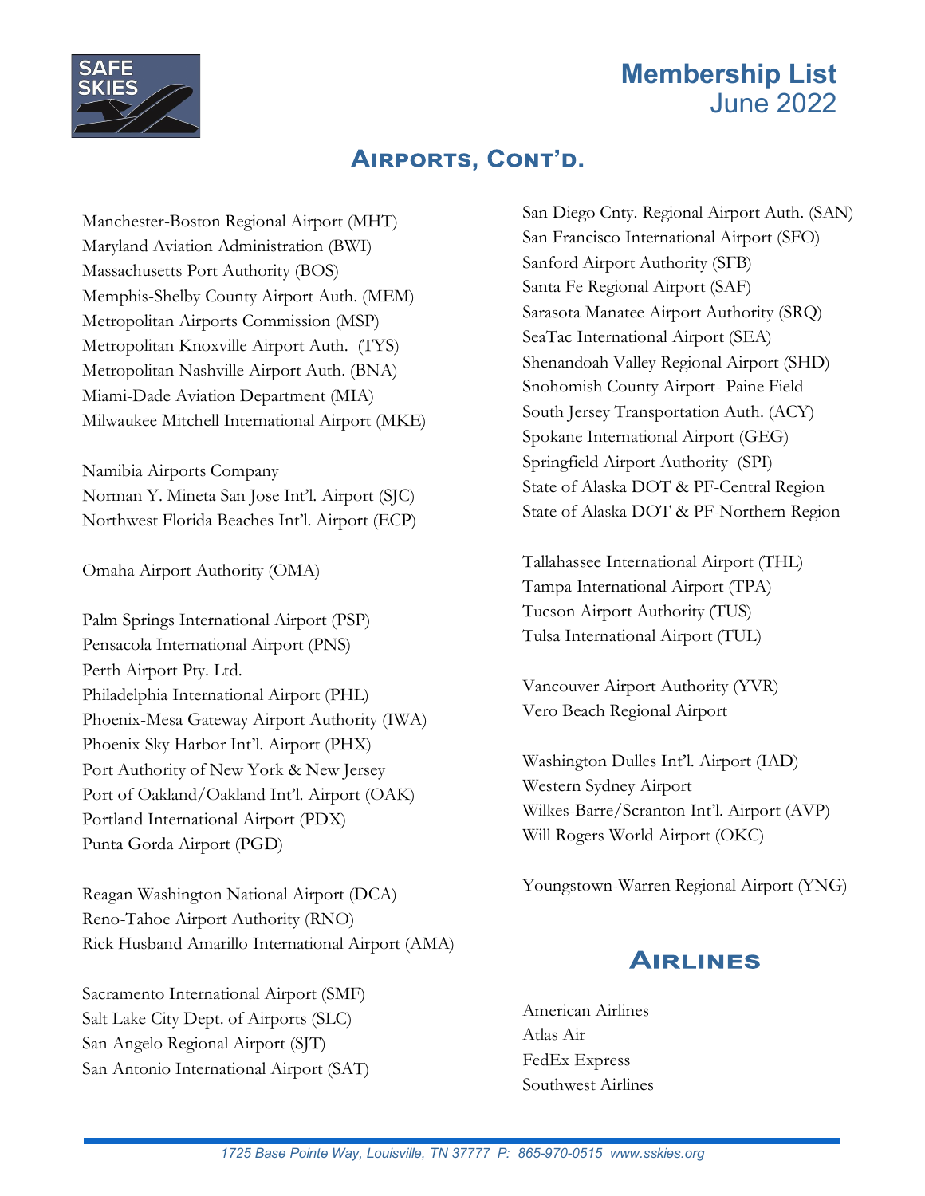# Membership List
June 2022

## Airports, Cont'd.

Manchester-Boston Regional Airport (MHT)
Maryland Aviation Administration (BWI)
Massachusetts Port Authority (BOS)
Memphis-Shelby County Airport Auth. (MEM)
Metropolitan Airports Commission (MSP)
Metropolitan Knoxville Airport Auth. (TYS)
Metropolitan Nashville Airport Auth. (BNA)
Miami-Dade Aviation Department (MIA)
Milwaukee Mitchell International Airport (MKE)

Namibia Airports Company
Norman Y. Mineta San Jose Int'l. Airport (SJC)
Northwest Florida Beaches Int'l. Airport (ECP)

Omaha Airport Authority (OMA)

Palm Springs International Airport (PSP)
Pensacola International Airport (PNS)
Perth Airport Pty. Ltd.
Philadelphia International Airport (PHL)
Phoenix-Mesa Gateway Airport Authority (IWA)
Phoenix Sky Harbor Int'l. Airport (PHX)
Port Authority of New York & New Jersey
Port of Oakland/Oakland Int'l. Airport (OAK)
Portland International Airport (PDX)
Punta Gorda Airport (PGD)

Reagan Washington National Airport (DCA)
Reno-Tahoe Airport Authority (RNO)
Rick Husband Amarillo International Airport (AMA)

Sacramento International Airport (SMF)
Salt Lake City Dept. of Airports (SLC)
San Angelo Regional Airport (SJT)
San Antonio International Airport (SAT)
San Diego Cnty. Regional Airport Auth. (SAN)
San Francisco International Airport (SFO)
Sanford Airport Authority (SFB)
Santa Fe Regional Airport (SAF)
Sarasota Manatee Airport Authority (SRQ)
SeaTac International Airport (SEA)
Shenandoah Valley Regional Airport (SHD)
Snohomish County Airport- Paine Field
South Jersey Transportation Auth. (ACY)
Spokane International Airport (GEG)
Springfield Airport Authority (SPI)
State of Alaska DOT & PF-Central Region
State of Alaska DOT & PF-Northern Region

Tallahassee International Airport (THL)
Tampa International Airport (TPA)
Tucson Airport Authority (TUS)
Tulsa International Airport (TUL)

Vancouver Airport Authority (YVR)
Vero Beach Regional Airport

Washington Dulles Int'l. Airport (IAD)
Western Sydney Airport
Wilkes-Barre/Scranton Int'l. Airport (AVP)
Will Rogers World Airport (OKC)

Youngstown-Warren Regional Airport (YNG)

## Airlines

American Airlines
Atlas Air
FedEx Express
Southwest Airlines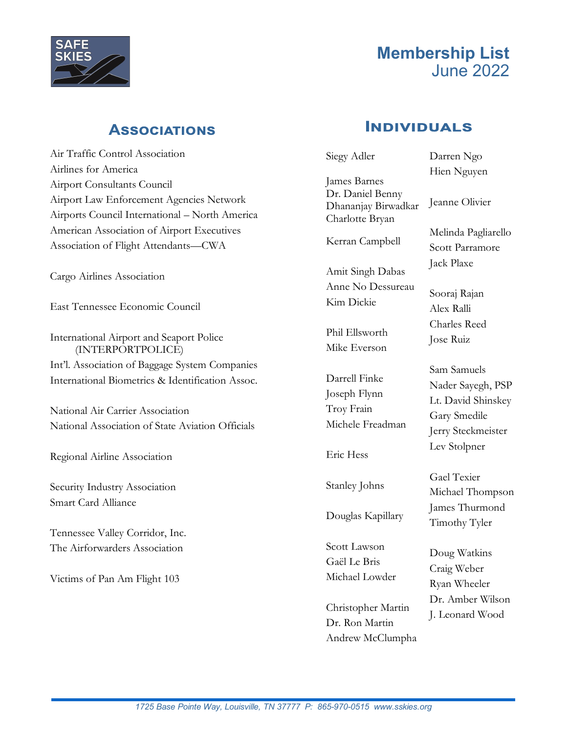# Membership List
June 2022

## Associations

Air Traffic Control Association
Airlines for America
Airport Consultants Council
Airport Law Enforcement Agencies Network
Airports Council International – North America
American Association of Airport Executives
Association of Flight Attendants—CWA

Cargo Airlines Association

East Tennessee Economic Council

International Airport and Seaport Police (INTERPORTPOLICE)
Int'l. Association of Baggage System Companies
International Biometrics & Identification Assoc.

National Air Carrier Association
National Association of State Aviation Officials

Regional Airline Association

Security Industry Association
Smart Card Alliance

Tennessee Valley Corridor, Inc.
The Airforwarders Association

Victims of Pan Am Flight 103

## Individuals

Siegy Adler

James Barnes
Dr. Daniel Benny
Dhananjay Birwadkar
Charlotte Bryan

Kerran Campbell

Amit Singh Dabas
Anne No Dessureau
Kim Dickie

Phil Ellsworth
Mike Everson

Darrell Finke
Joseph Flynn
Troy Frain
Michele Freadman

Eric Hess

Stanley Johns

Douglas Kapillary

Scott Lawson
Gaël Le Bris
Michael Lowder

Christopher Martin
Dr. Ron Martin
Andrew McClumpha

Darren Ngo
Hien Nguyen

Jeanne Olivier

Melinda Pagliarello
Scott Parramore
Jack Plaxe

Sooraj Rajan
Alex Ralli
Charles Reed
Jose Ruiz

Sam Samuels
Nader Sayegh, PSP
Lt. David Shinskey
Gary Smedile
Jerry Steckmeister
Lev Stolpner

Gael Texier
Michael Thompson
James Thurmond
Timothy Tyler

Doug Watkins
Craig Weber
Ryan Wheeler
Dr. Amber Wilson
J. Leonard Wood

*1725 Base Pointe Way, Louisville, TN 37777 P: 865-970-0515 www.sskies.org*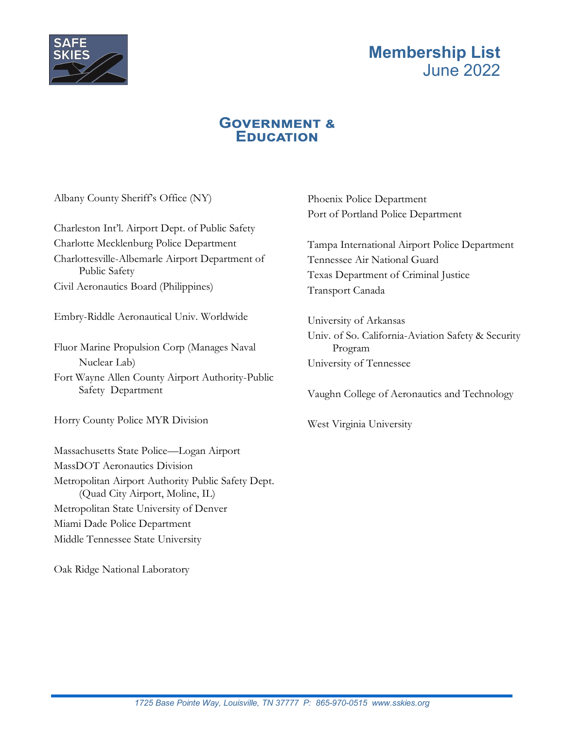# Membership List
June 2022

## Government & Education

Albany County Sheriff's Office (NY)

Charleston Int'l. Airport Dept. of Public Safety
Charlotte Mecklenburg Police Department
Charlottesville-Albemarle Airport Department of Public Safety
Civil Aeronautics Board (Philippines)

Embry-Riddle Aeronautical Univ. Worldwide

Fluor Marine Propulsion Corp (Manages Naval Nuclear Lab)
Fort Wayne Allen County Airport Authority-Public Safety Department

Horry County Police MYR Division

Massachusetts State Police—Logan Airport
MassDOT Aeronautics Division
Metropolitan Airport Authority Public Safety Dept. (Quad City Airport, Moline, IL)
Metropolitan State University of Denver
Miami Dade Police Department
Middle Tennessee State University

Oak Ridge National Laboratory

Phoenix Police Department
Port of Portland Police Department

Tampa International Airport Police Department
Tennessee Air National Guard
Texas Department of Criminal Justice
Transport Canada

University of Arkansas
Univ. of So. California-Aviation Safety & Security Program
University of Tennessee

Vaughn College of Aeronautics and Technology

West Virginia University

*1725 Base Pointe Way, Louisville, TN 37777 P: 865-970-0515 www.sskies.org*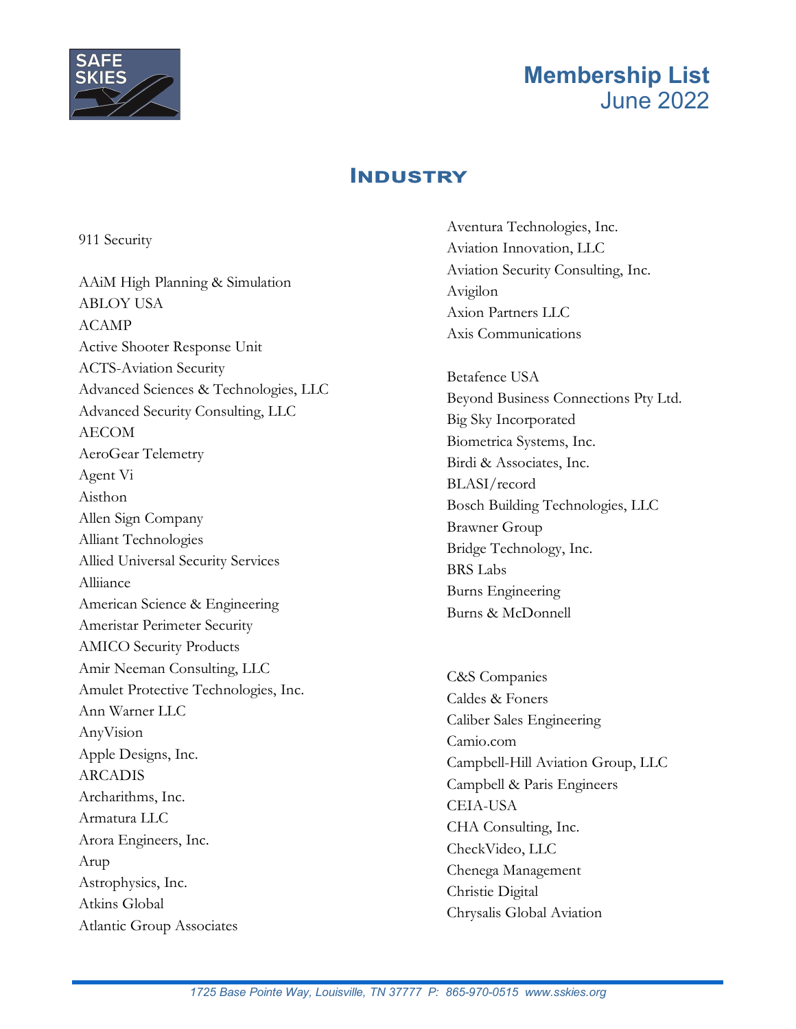# Membership List
June 2022

## Industry

911 Security

AAiM High Planning & Simulation
ABLOY USA
ACAMP
Active Shooter Response Unit
ACTS-Aviation Security
Advanced Sciences & Technologies, LLC
Advanced Security Consulting, LLC
AECOM
AeroGear Telemetry
Agent Vi
Aisthon
Allen Sign Company
Alliant Technologies
Allied Universal Security Services
Alliiance
American Science & Engineering
Ameristar Perimeter Security
AMICO Security Products
Amir Neeman Consulting, LLC
Amulet Protective Technologies, Inc.
Ann Warner LLC
AnyVision
Apple Designs, Inc.
ARCADIS
Archarithms, Inc.
Armatura LLC
Arora Engineers, Inc.
Arup
Astrophysics, Inc.
Atkins Global
Atlantic Group Associates
Aventura Technologies, Inc.
Aviation Innovation, LLC
Aviation Security Consulting, Inc.
Avigilon
Axion Partners LLC
Axis Communications

Betafence USA
Beyond Business Connections Pty Ltd.
Big Sky Incorporated
Biometrica Systems, Inc.
Birdi & Associates, Inc.
BLASI/record
Bosch Building Technologies, LLC
Brawner Group
Bridge Technology, Inc.
BRS Labs
Burns Engineering
Burns & McDonnell

C&S Companies
Caldes & Foners
Caliber Sales Engineering
Camio.com
Campbell-Hill Aviation Group, LLC
Campbell & Paris Engineers
CEIA-USA
CHA Consulting, Inc.
CheckVideo, LLC
Chenega Management
Christie Digital
Chrysalis Global Aviation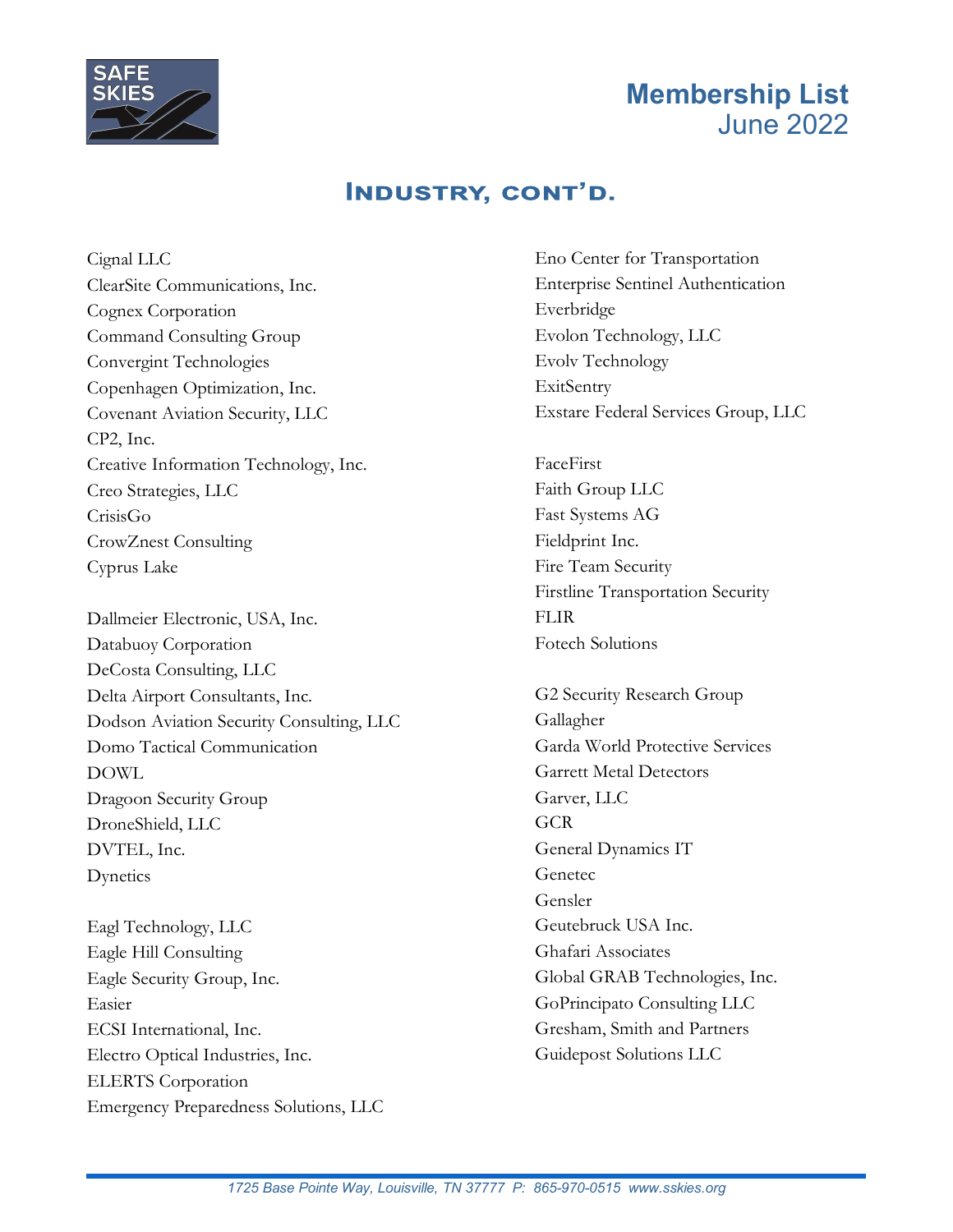# Membership List
June 2022

## Industry, cont'd.

Cignal LLC
ClearSite Communications, Inc.
Cognex Corporation
Command Consulting Group
Convergint Technologies
Copenhagen Optimization, Inc.
Covenant Aviation Security, LLC
CP2, Inc.
Creative Information Technology, Inc.
Creo Strategies, LLC
CrisisGo
CrowZnest Consulting
Cyprus Lake

Dallmeier Electronic, USA, Inc.
Databuoy Corporation
DeCosta Consulting, LLC
Delta Airport Consultants, Inc.
Dodson Aviation Security Consulting, LLC
Domo Tactical Communication
DOWL
Dragoon Security Group
DroneShield, LLC
DVTEL, Inc.
Dynetics

Eagl Technology, LLC
Eagle Hill Consulting
Eagle Security Group, Inc.
Easier
ECSI International, Inc.
Electro Optical Industries, Inc.
ELERTS Corporation
Emergency Preparedness Solutions, LLC
Eno Center for Transportation
Enterprise Sentinel Authentication
Everbridge
Evolon Technology, LLC
Evolv Technology
ExitSentry
Exstare Federal Services Group, LLC

FaceFirst
Faith Group LLC
Fast Systems AG
Fieldprint Inc.
Fire Team Security
Firstline Transportation Security
FLIR
Fotech Solutions

G2 Security Research Group
Gallagher
Garda World Protective Services
Garrett Metal Detectors
Garver, LLC
GCR
General Dynamics IT
Genetec
Gensler
Geutebruck USA Inc.
Ghafari Associates
Global GRAB Technologies, Inc.
GoPrincipato Consulting LLC
Gresham, Smith and Partners
Guidepost Solutions LLC

*1725 Base Pointe Way, Louisville, TN 37777 P: 865-970-0515 www.sskies.org*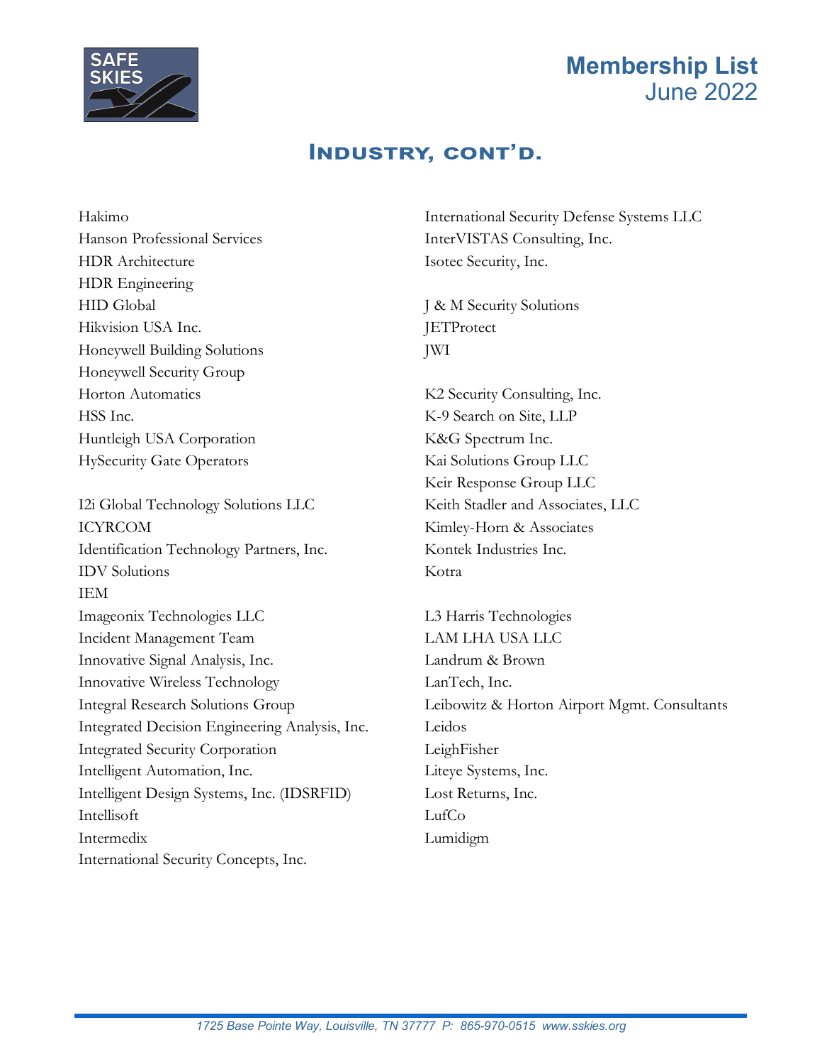# Membership List
June 2022

## Industry, cont'd.

Hakimo
Hanson Professional Services
HDR Architecture
HDR Engineering
HID Global
Hikvision USA Inc.
Honeywell Building Solutions
Honeywell Security Group
Horton Automatics
HSS Inc.
Huntleigh USA Corporation
HySecurity Gate Operators

I2i Global Technology Solutions LLC
ICYRCOM
Identification Technology Partners, Inc.
IDV Solutions
IEM
Imageonix Technologies LLC
Incident Management Team
Innovative Signal Analysis, Inc.
Innovative Wireless Technology
Integral Research Solutions Group
Integrated Decision Engineering Analysis, Inc.
Integrated Security Corporation
Intelligent Automation, Inc.
Intelligent Design Systems, Inc. (IDSRFID)
Intellisoft
Intermedix
International Security Concepts, Inc.
International Security Defense Systems LLC
InterVISTAS Consulting, Inc.
Isotec Security, Inc.

J & M Security Solutions
JETProtect
JWI

K2 Security Consulting, Inc.
K-9 Search on Site, LLP
K&G Spectrum Inc.
Kai Solutions Group LLC
Keir Response Group LLC
Keith Stadler and Associates, LLC
Kimley-Horn & Associates
Kontek Industries Inc.
Kotra

L3 Harris Technologies
LAM LHA USA LLC
Landrum & Brown
LanTech, Inc.
Leibowitz & Horton Airport Mgmt. Consultants
Leidos
LeighFisher
Liteye Systems, Inc.
Lost Returns, Inc.
LufCo
Lumidigm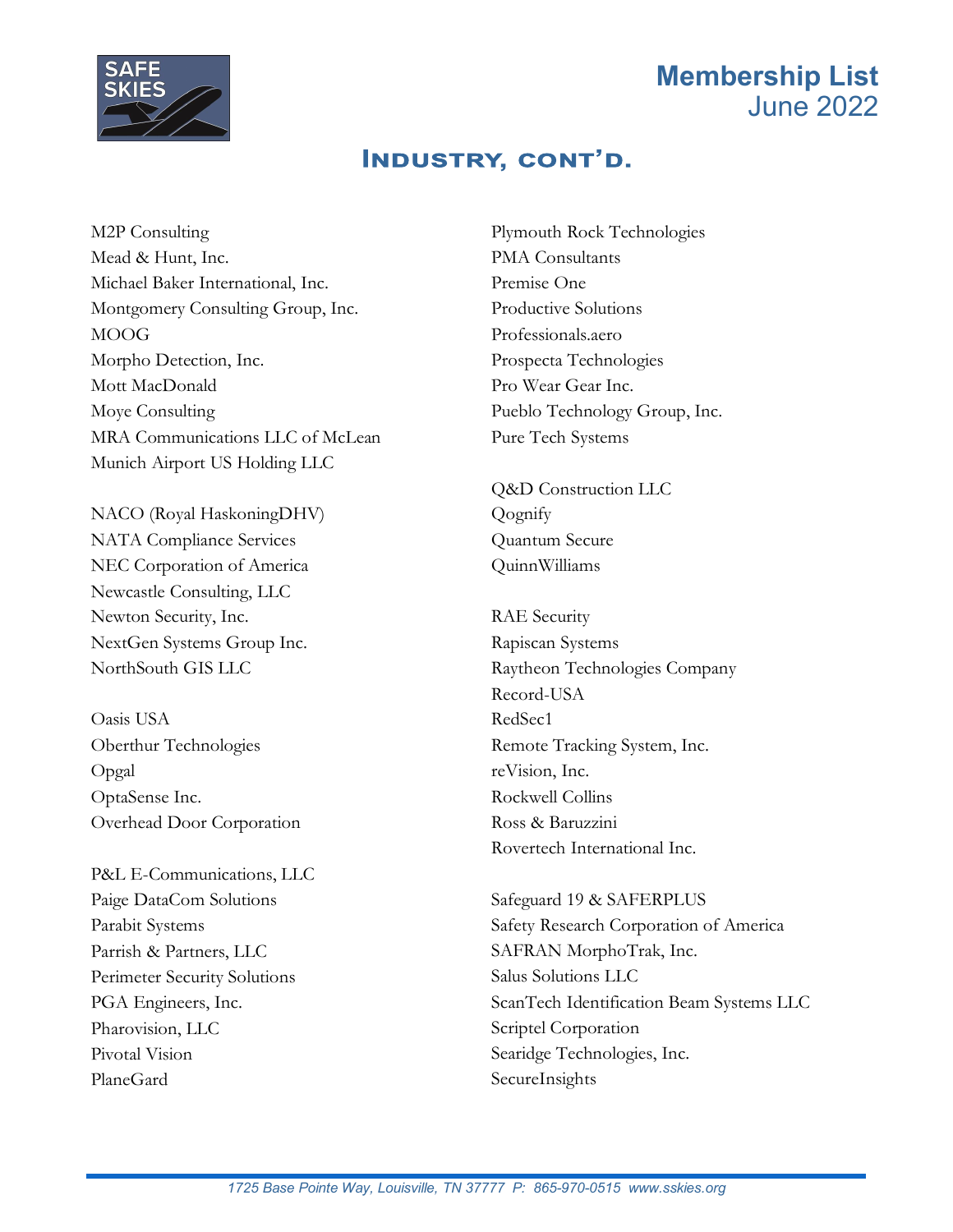# Membership List
June 2022

## Industry, cont'd.

M2P Consulting
Mead & Hunt, Inc.
Michael Baker International, Inc.
Montgomery Consulting Group, Inc.
MOOG
Morpho Detection, Inc.
Mott MacDonald
Moye Consulting
MRA Communications LLC of McLean
Munich Airport US Holding LLC

NACO (Royal HaskoningDHV)
NATA Compliance Services
NEC Corporation of America
Newcastle Consulting, LLC
Newton Security, Inc.
NextGen Systems Group Inc.
NorthSouth GIS LLC

Oasis USA
Oberthur Technologies
Opgal
OptaSense Inc.
Overhead Door Corporation

P&L E-Communications, LLC
Paige DataCom Solutions
Parabit Systems
Parrish & Partners, LLC
Perimeter Security Solutions
PGA Engineers, Inc.
Pharovision, LLC
Pivotal Vision
PlaneGard

Plymouth Rock Technologies
PMA Consultants
Premise One
Productive Solutions
Professionals.aero
Prospecta Technologies
Pro Wear Gear Inc.
Pueblo Technology Group, Inc.
Pure Tech Systems

Q&D Construction LLC
Qognify
Quantum Secure
QuinnWilliams

RAE Security
Rapiscan Systems
Raytheon Technologies Company
Record-USA
RedSec1
Remote Tracking System, Inc.
reVision, Inc.
Rockwell Collins
Ross & Baruzzini
Rovertech International Inc.

Safeguard 19 & SAFERPLUS
Safety Research Corporation of America
SAFRAN MorphoTrak, Inc.
Salus Solutions LLC
ScanTech Identification Beam Systems LLC
Scriptel Corporation
Searidge Technologies, Inc.
SecureInsights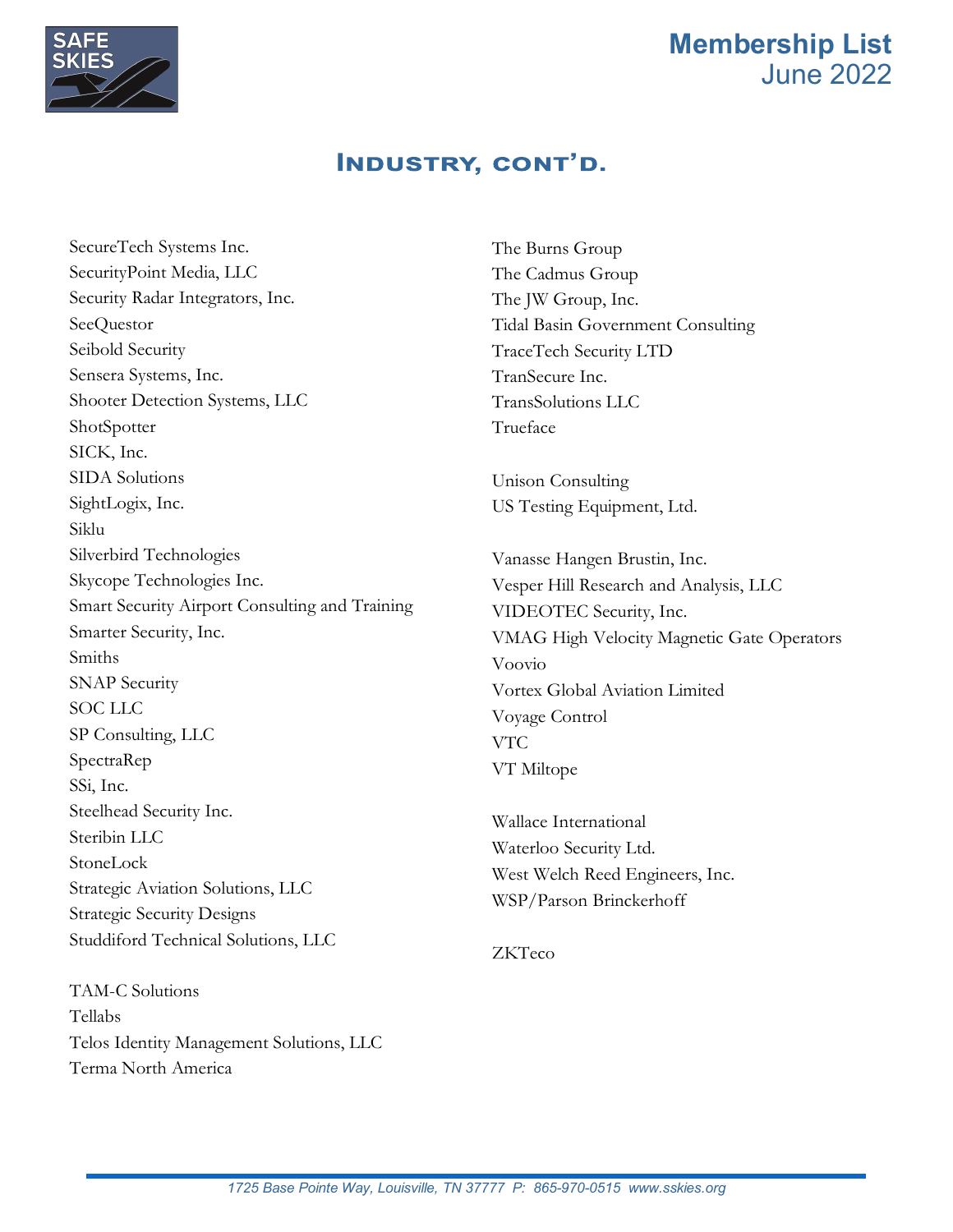## Industry, cont'd.

SecureTech Systems Inc.
SecurityPoint Media, LLC
Security Radar Integrators, Inc.
SeeQuestor
Seibold Security
Sensera Systems, Inc.
Shooter Detection Systems, LLC
ShotSpotter
SICK, Inc.
SIDA Solutions
SightLogix, Inc.
Siklu
Silverbird Technologies
Skycope Technologies Inc.
Smart Security Airport Consulting and Training
Smarter Security, Inc.
Smiths
SNAP Security
SOC LLC
SP Consulting, LLC
SpectraRep
SSi, Inc.
Steelhead Security Inc.
Steribin LLC
StoneLock
Strategic Aviation Solutions, LLC
Strategic Security Designs
Studdiford Technical Solutions, LLC

TAM-C Solutions
Tellabs
Telos Identity Management Solutions, LLC
Terma North America
The Burns Group
The Cadmus Group
The JW Group, Inc.
Tidal Basin Government Consulting
TraceTech Security LTD
TranSecure Inc.
TransSolutions LLC
Trueface

Unison Consulting
US Testing Equipment, Ltd.

Vanasse Hangen Brustin, Inc.
Vesper Hill Research and Analysis, LLC
VIDEOTEC Security, Inc.
VMAG High Velocity Magnetic Gate Operators
Voovio
Vortex Global Aviation Limited
Voyage Control
VTC
VT Miltope

Wallace International
Waterloo Security Ltd.
West Welch Reed Engineers, Inc.
WSP/Parson Brinckerhoff

ZKTeco